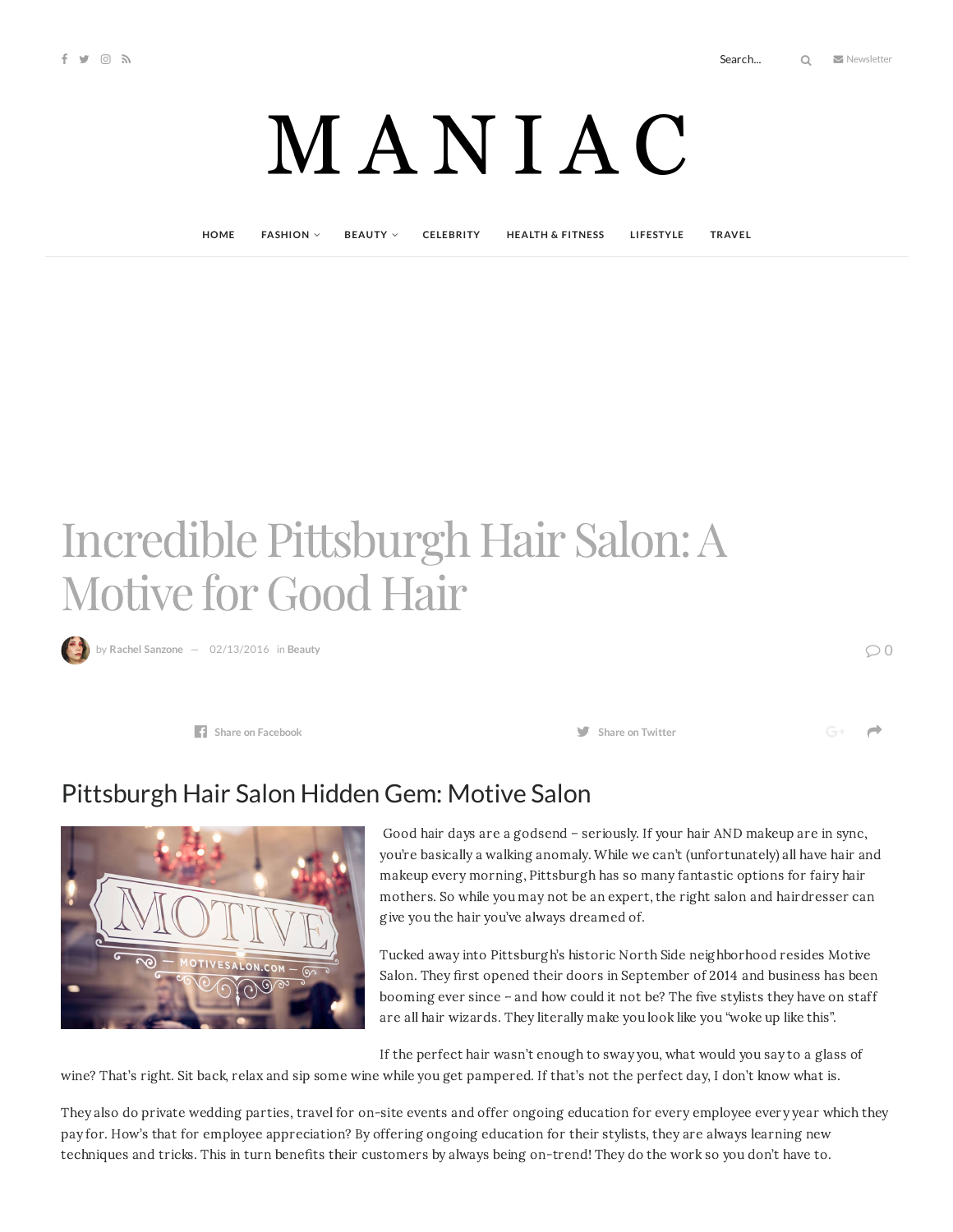# Incredible Pittsburgh Hair Salon: A Motive for Good Hair

by Rachel Sanzone — 02/13/2016 in Beauty

## Pittsburgh Hair Salon Hidden Gem: Motive Salon

Good hair days are a godsend – seriously. If your hair AND makeup are in sync, you're basically a walking anomaly. While we can't (unfortunately) all have hair and makeup every morning, Pittsburgh has so many fantastic options for fairy hair mothers. So while you may not be an expert, the right salon and hairdresser can give you the hair you've always dreamed of.

Tucked away into Pittsburgh's historic North Side neighborhood resides Motive Salon. They first opened their doors in September of 2014 and business has been booming ever since – and how could it not be? The five stylists they have on staff are all hair wizards. They literally make you look like you "woke up like this".

If the perfect hair wasn't enough to sway you, what would you say to a glass of wine? That's right. Sit back, relax and sip some wine while you get pampered. If that's not the perfect day, I don't know what is.

They also do private wedding parties, travel for on-site events and offer ongoing education for every employee every year which they pay for. How's that for employee appreciation? By offering ongoing education for their stylists, they are always learning new techniques and tricks. This in turn benefits their customers by always being on-trend! They do the work so you don't have to.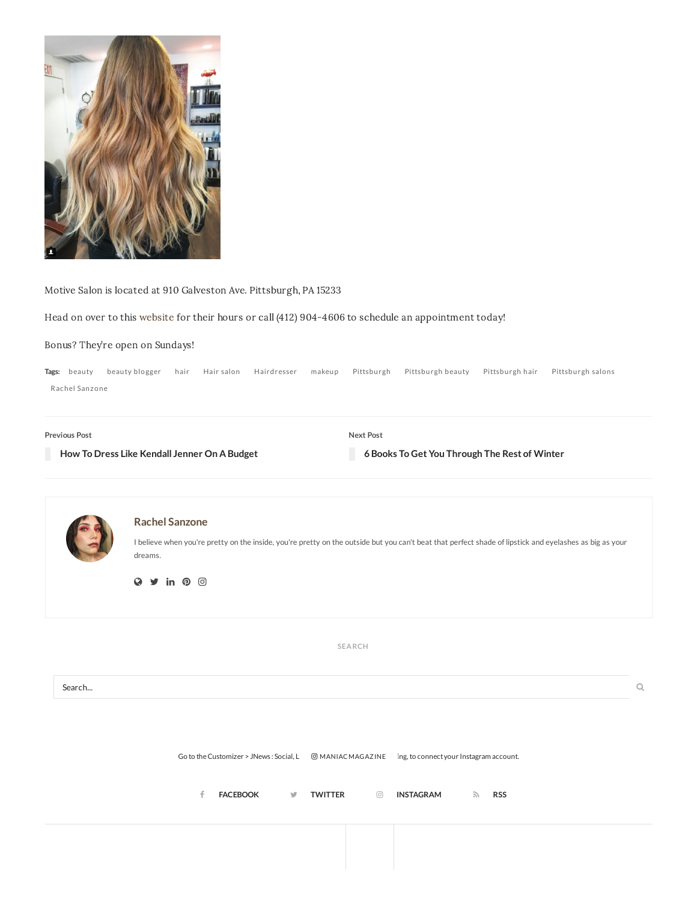Motive Salon is located at 910 Galveston Ave. Pittsburgh, PA 15233

Head on over to this website for their hours or call (412) 904-4606 to schedule an appointment today!

Bonus? They're open on Sundays!

Tags: beauty beauty blogger hair Hair salon Hairdresser makeup Pittsburgh Pittsburgh beauty Pittsburgh hair Pittsburgh salons Rachel Sanzone

Previous Post

How To Dress Like Kendall Jenner On A Budget

Next Post

6 Books To Get You Through The Rest of Winter

**Rachel Sanzone**

I believe when you're pretty on the inside, you're pretty on the outside but you can't beat that perfect shade of lipstick and eyelashes as big as your dreams.

SEARCH

Search...

Go to the Customizer > JNews : Social, L MANIACMAGAZINE ing, to connect your Instagram account.

FACEBOOK TWITTER INSTAGRAM RSS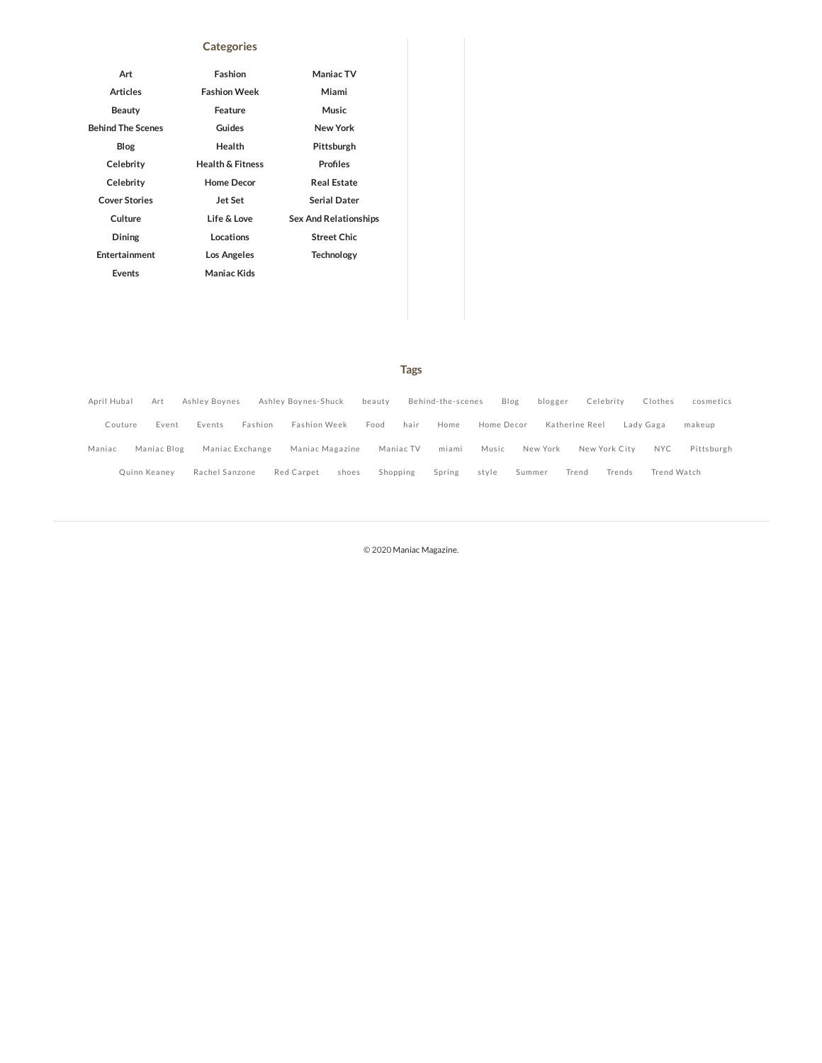## Categories

- Art
- Articles
- Beauty
- Behind The Scenes
- Blog
- Celebrity
- Celebrity
- Cover Stories
- Culture
- Dining
- Entertainment
- Events
- Fashion
- Fashion Week
- Feature
- Guides
- Health
- Health & Fitness
- Home Decor
- Jet Set
- Life & Love
- Locations
- Los Angeles
- Maniac Kids
- Maniac TV
- Miami
- Music
- New York
- Pittsburgh
- Profiles
- Real Estate
- Serial Dater
- Sex And Relationships
- Street Chic
- Technology

## Tags

April Hubal · Art · Ashley Boynes · Ashley Boynes-Shuck · beauty · Behind-the-scenes · Blog · blogger · Celebrity · Clothes · cosmetics · Couture · Event · Events · Fashion · Fashion Week · Food · hair · Home · Home Decor · Katherine Reel · Lady Gaga · makeup · Maniac · Maniac Blog · Maniac Exchange · Maniac Magazine · Maniac TV · miami · Music · New York · New York City · NYC · Pittsburgh · Quinn Keaney · Rachel Sanzone · Red Carpet · shoes · Shopping · Spring · style · Summer · Trend · Trends · Trend Watch

---

© 2020 Maniac Magazine.